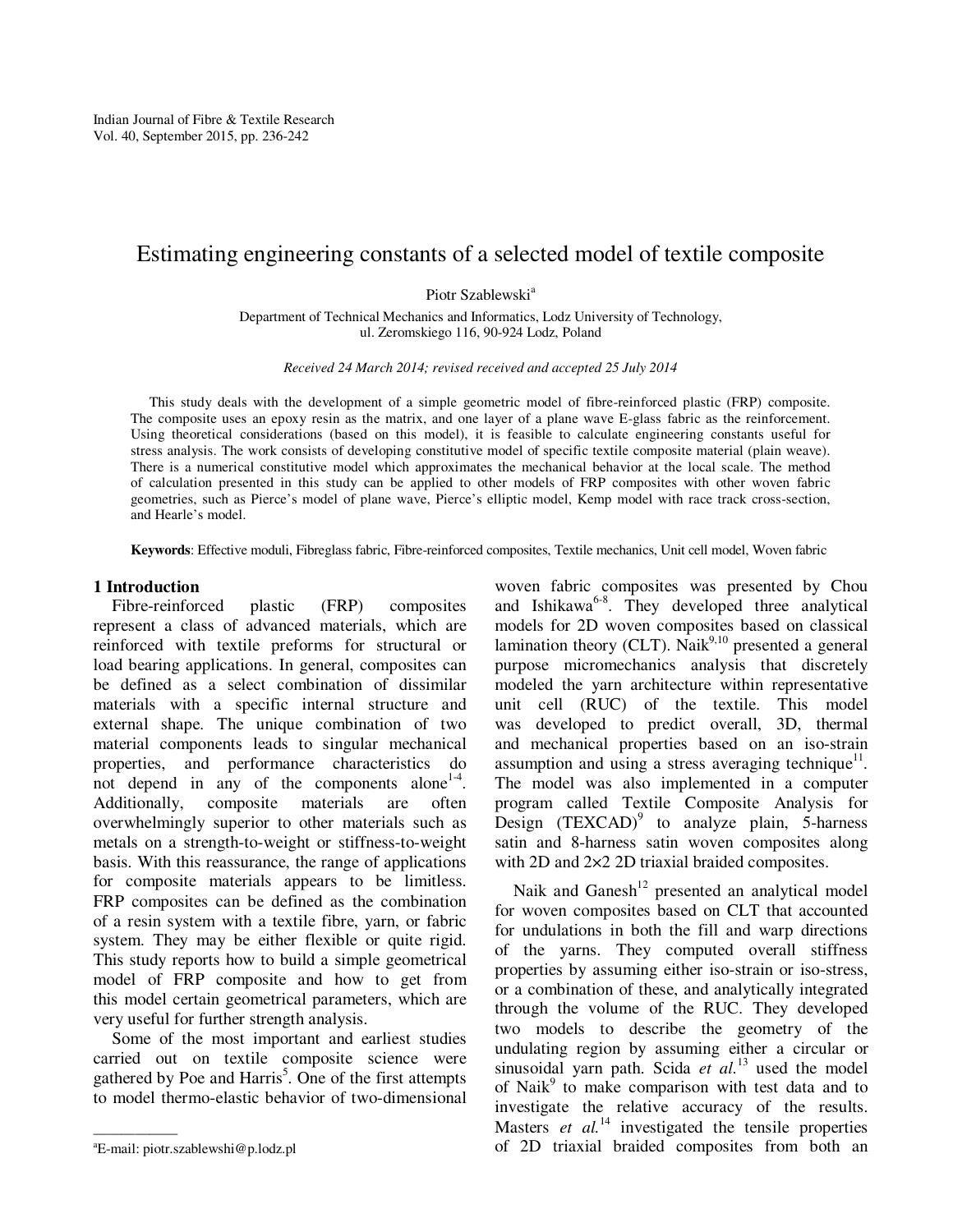# Estimating engineering constants of a selected model of textile composite

Piotr Szablewski[a]

Department of Technical Mechanics and Informatics, Lodz University of Technology, ul. Zeromskiego 116, 90-924 Lodz, Poland

*Received 24 March 2014; revised received and accepted 25 July 2014*

This study deals with the development of a simple geometric model of fibre-reinforced plastic (FRP) composite. The composite uses an epoxy resin as the matrix, and one layer of a plane wave E-glass fabric as the reinforcement. Using theoretical considerations (based on this model), it is feasible to calculate engineering constants useful for stress analysis. The work consists of developing constitutive model of specific textile composite material (plain weave). There is a numerical constitutive model which approximates the mechanical behavior at the local scale. The method of calculation presented in this study can be applied to other models of FRP composites with other woven fabric geometries, such as Pierce's model of plane wave, Pierce's elliptic model, Kemp model with race track cross-section, and Hearle's model.

**Keywords**: Effective moduli, Fibreglass fabric, Fibre-reinforced composites, Textile mechanics, Unit cell model, Woven fabric

## 1 Introduction

Fibre-reinforced plastic (FRP) composites represent a class of advanced materials, which are reinforced with textile preforms for structural or load bearing applications. In general, composites can be defined as a select combination of dissimilar materials with a specific internal structure and external shape. The unique combination of two material components leads to singular mechanical properties, and performance characteristics do not depend in any of the components alone[1-4]. Additionally, composite materials are often overwhelmingly superior to other materials such as metals on a strength-to-weight or stiffness-to-weight basis. With this reassurance, the range of applications for composite materials appears to be limitless. FRP composites can be defined as the combination of a resin system with a textile fibre, yarn, or fabric system. They may be either flexible or quite rigid. This study reports how to build a simple geometrical model of FRP composite and how to get from this model certain geometrical parameters, which are very useful for further strength analysis.

Some of the most important and earliest studies carried out on textile composite science were gathered by Poe and Harris[5]. One of the first attempts to model thermo-elastic behavior of two-dimensional woven fabric composites was presented by Chou and Ishikawa[6-8]. They developed three analytical models for 2D woven composites based on classical lamination theory (CLT). Naik[9,10] presented a general purpose micromechanics analysis that discretely modeled the yarn architecture within representative unit cell (RUC) of the textile. This model was developed to predict overall, 3D, thermal and mechanical properties based on an iso-strain assumption and using a stress averaging technique[11]. The model was also implemented in a computer program called Textile Composite Analysis for Design (TEXCAD)[9] to analyze plain, 5-harness satin and 8-harness satin woven composites along with 2D and 2×2 2D triaxial braided composites.

Naik and Ganesh[12] presented an analytical model for woven composites based on CLT that accounted for undulations in both the fill and warp directions of the yarns. They computed overall stiffness properties by assuming either iso-strain or iso-stress, or a combination of these, and analytically integrated through the volume of the RUC. They developed two models to describe the geometry of the undulating region by assuming either a circular or sinusoidal yarn path. Scida *et al.*[13] used the model of Naik[9] to make comparison with test data and to investigate the relative accuracy of the results. Masters *et al.*[14] investigated the tensile properties of 2D triaxial braided composites from both an

[a]E-mail: piotr.szablewshi@p.lodz.pl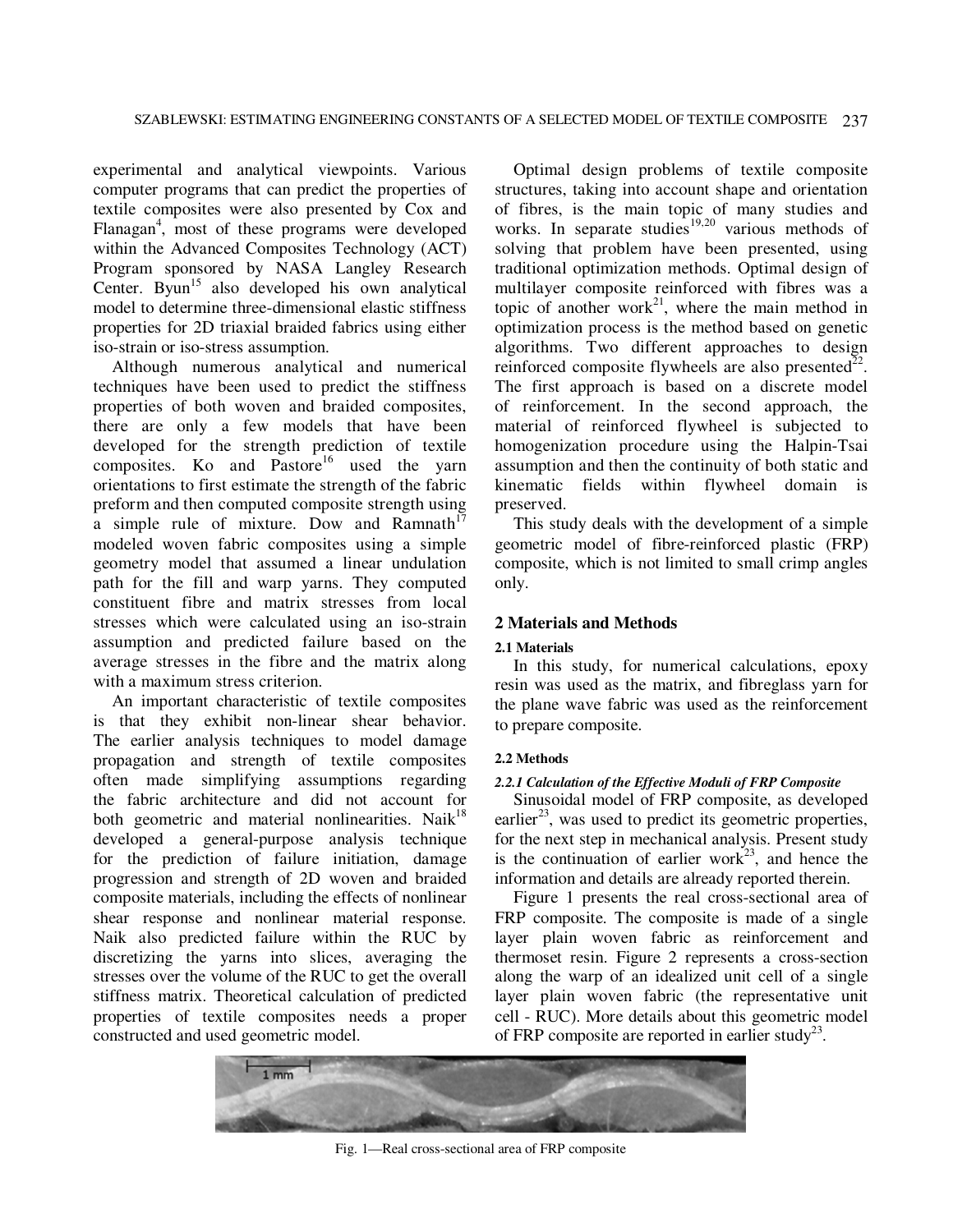experimental and analytical viewpoints. Various computer programs that can predict the properties of textile composites were also presented by Cox and Flanagan[4], most of these programs were developed within the Advanced Composites Technology (ACT) Program sponsored by NASA Langley Research Center. Byun[15] also developed his own analytical model to determine three-dimensional elastic stiffness properties for 2D triaxial braided fabrics using either iso-strain or iso-stress assumption.

Although numerous analytical and numerical techniques have been used to predict the stiffness properties of both woven and braided composites, there are only a few models that have been developed for the strength prediction of textile composites. Ko and Pastore[16] used the yarn orientations to first estimate the strength of the fabric preform and then computed composite strength using a simple rule of mixture. Dow and Ramnath[17] modeled woven fabric composites using a simple geometry model that assumed a linear undulation path for the fill and warp yarns. They computed constituent fibre and matrix stresses from local stresses which were calculated using an iso-strain assumption and predicted failure based on the average stresses in the fibre and the matrix along with a maximum stress criterion.

An important characteristic of textile composites is that they exhibit non-linear shear behavior. The earlier analysis techniques to model damage propagation and strength of textile composites often made simplifying assumptions regarding the fabric architecture and did not account for both geometric and material nonlinearities. Naik[18] developed a general-purpose analysis technique for the prediction of failure initiation, damage progression and strength of 2D woven and braided composite materials, including the effects of nonlinear shear response and nonlinear material response. Naik also predicted failure within the RUC by discretizing the yarns into slices, averaging the stresses over the volume of the RUC to get the overall stiffness matrix. Theoretical calculation of predicted properties of textile composites needs a proper constructed and used geometric model.

Optimal design problems of textile composite structures, taking into account shape and orientation of fibres, is the main topic of many studies and works. In separate studies[19,20] various methods of solving that problem have been presented, using traditional optimization methods. Optimal design of multilayer composite reinforced with fibres was a topic of another work[21], where the main method in optimization process is the method based on genetic algorithms. Two different approaches to design reinforced composite flywheels are also presented[22]. The first approach is based on a discrete model of reinforcement. In the second approach, the material of reinforced flywheel is subjected to homogenization procedure using the Halpin-Tsai assumption and then the continuity of both static and kinematic fields within flywheel domain is preserved.

This study deals with the development of a simple geometric model of fibre-reinforced plastic (FRP) composite, which is not limited to small crimp angles only.

## 2 Materials and Methods

### 2.1 Materials

In this study, for numerical calculations, epoxy resin was used as the matrix, and fibreglass yarn for the plane wave fabric was used as the reinforcement to prepare composite.

### 2.2 Methods

#### *2.2.1 Calculation of the Effective Moduli of FRP Composite*

Sinusoidal model of FRP composite, as developed earlier[23], was used to predict its geometric properties, for the next step in mechanical analysis. Present study is the continuation of earlier work[23], and hence the information and details are already reported therein.

Figure 1 presents the real cross-sectional area of FRP composite. The composite is made of a single layer plain woven fabric as reinforcement and thermoset resin. Figure 2 represents a cross-section along the warp of an idealized unit cell of a single layer plain woven fabric (the representative unit cell - RUC). More details about this geometric model of FRP composite are reported in earlier study[23].

Fig. 1—Real cross-sectional area of FRP composite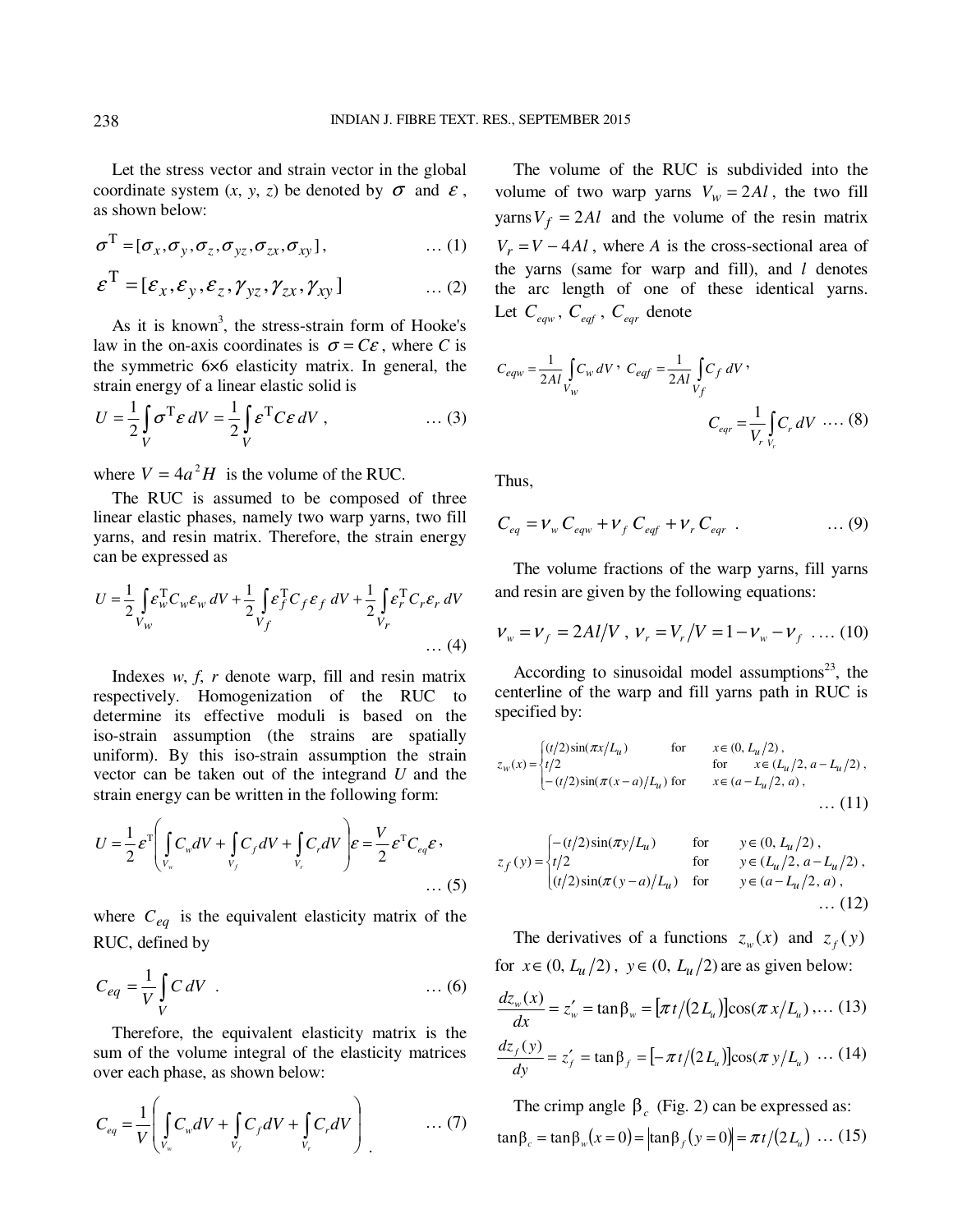Let the stress vector and strain vector in the global coordinate system ($x$, $y$, $z$) be denoted by $\sigma$ and $\varepsilon$, as shown below:

$$\sigma^{\mathrm{T}} = [\sigma_x, \sigma_y, \sigma_z, \sigma_{yz}, \sigma_{zx}, \sigma_{xy}], \quad \ldots (1)$$

$$\varepsilon^{\mathrm{T}} = [\varepsilon_x, \varepsilon_y, \varepsilon_z, \gamma_{yz}, \gamma_{zx}, \gamma_{xy}] \quad \ldots (2)$$

As it is known[3], the stress-strain form of Hooke's law in the on-axis coordinates is $\sigma = C\varepsilon$, where $C$ is the symmetric 6×6 elasticity matrix. In general, the strain energy of a linear elastic solid is

$$U = \frac{1}{2}\int_V \sigma^{\mathrm{T}}\varepsilon \, dV = \frac{1}{2}\int_V \varepsilon^{\mathrm{T}} C\varepsilon \, dV, \quad \ldots (3)$$

where $V = 4a^2H$ is the volume of the RUC.

The RUC is assumed to be composed of three linear elastic phases, namely two warp yarns, two fill yarns, and resin matrix. Therefore, the strain energy can be expressed as

$$U = \frac{1}{2}\int_{V_w} \varepsilon_w^{\mathrm{T}} C_w \varepsilon_w \, dV + \frac{1}{2}\int_{V_f} \varepsilon_f^{\mathrm{T}} C_f \varepsilon_f \, dV + \frac{1}{2}\int_{V_r} \varepsilon_r^{\mathrm{T}} C_r \varepsilon_r \, dV \quad \ldots (4)$$

Indexes $w$, $f$, $r$ denote warp, fill and resin matrix respectively. Homogenization of the RUC to determine its effective moduli is based on the iso-strain assumption (the strains are spatially uniform). By this iso-strain assumption the strain vector can be taken out of the integrand $U$ and the strain energy can be written in the following form:

$$U = \frac{1}{2}\varepsilon^{\mathrm{T}}\left(\int_{V_w} C_w dV + \int_{V_f} C_f dV + \int_{V_r} C_r dV\right)\varepsilon = \frac{V}{2}\varepsilon^{\mathrm{T}} C_{eq}\varepsilon, \quad \ldots (5)$$

where $C_{eq}$ is the equivalent elasticity matrix of the RUC, defined by

$$C_{eq} = \frac{1}{V}\int_V C \, dV \quad . \quad \ldots (6)$$

Therefore, the equivalent elasticity matrix is the sum of the volume integral of the elasticity matrices over each phase, as shown below:

$$C_{eq} = \frac{1}{V}\left(\int_{V_w} C_w dV + \int_{V_f} C_f dV + \int_{V_r} C_r dV\right) \quad \ldots (7)$$

The volume of the RUC is subdivided into the volume of two warp yarns $V_w = 2Al$, the two fill yarns $V_f = 2Al$ and the volume of the resin matrix $V_r = V - 4Al$, where $A$ is the cross-sectional area of the yarns (same for warp and fill), and $l$ denotes the arc length of one of these identical yarns. Let $C_{eqw}$, $C_{eqf}$, $C_{eqr}$ denote

$$C_{eqw} = \frac{1}{2Al}\int_{V_w} C_w \, dV, \quad C_{eqf} = \frac{1}{2Al}\int_{V_f} C_f \, dV,$$

$$C_{eqr} = \frac{1}{V_r}\int_{V_r} C_r \, dV \quad \ldots (8)$$

Thus,

$$C_{eq} = v_w C_{eqw} + v_f C_{eqf} + v_r C_{eqr} \quad . \quad \ldots (9)$$

The volume fractions of the warp yarns, fill yarns and resin are given by the following equations:

$$v_w = v_f = 2Al/V, \; v_r = V_r/V = 1 - v_w - v_f \quad \ldots (10)$$

According to sinusoidal model assumptions[23], the centerline of the warp and fill yarns path in RUC is specified by:

$$z_w(x) = \begin{cases} (t/2)\sin(\pi x/L_u) & \text{for} \quad x \in (0, L_u/2), \\ t/2 & \text{for} \quad x \in (L_u/2, a - L_u/2), \\ -(t/2)\sin(\pi(x-a)/L_u) & \text{for} \quad x \in (a - L_u/2, a), \end{cases} \quad \ldots (11)$$

$$z_f(y) = \begin{cases} -(t/2)\sin(\pi y/L_u) & \text{for} \quad y \in (0, L_u/2), \\ t/2 & \text{for} \quad y \in (L_u/2, a - L_u/2), \\ (t/2)\sin(\pi(y-a)/L_u) & \text{for} \quad y \in (a - L_u/2, a), \end{cases} \quad \ldots (12)$$

The derivatives of a functions $z_w(x)$ and $z_f(y)$ for $x \in (0, L_u/2)$, $y \in (0, L_u/2)$ are as given below:

$$\frac{dz_w(x)}{dx} = z'_w = \tan\beta_w = [\pi t/(2L_u)]\cos(\pi x/L_u), \ldots (13)$$

$$\frac{dz_f(y)}{dy} = z'_f = \tan\beta_f = [-\pi t/(2L_u)]\cos(\pi y/L_u) \quad \ldots (14)$$

The crimp angle $\beta_c$ (Fig. 2) can be expressed as:

$$\tan\beta_c = \tan\beta_w(x=0) = |\tan\beta_f(y=0)| = \pi t/(2L_u) \quad \ldots (15)$$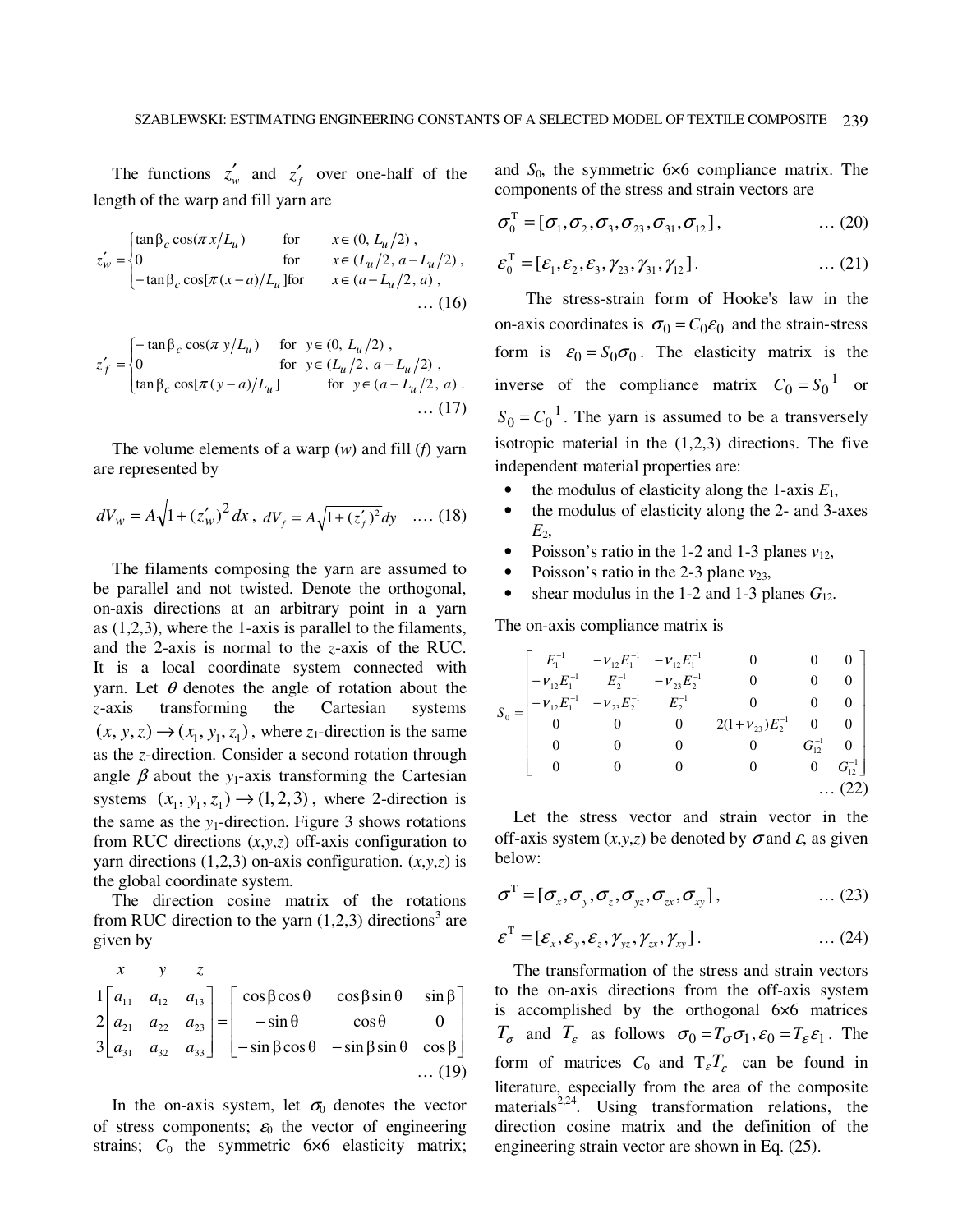The functions $z_w'$ and $z_f'$ over one-half of the length of the warp and fill yarn are

$$z_w' = \begin{cases} \tan\beta_c \cos(\pi x/L_u) & \text{for} \quad x \in (0,\, L_u/2)\,, \\ 0 & \text{for} \quad x \in (L_u/2,\, a - L_u/2)\,, \\ -\tan\beta_c \cos[\pi(x-a)/L_u] & \text{for} \quad x \in (a - L_u/2,\, a)\,, \end{cases} \quad \ldots (16)$$

$$z_f' = \begin{cases} -\tan\beta_c \cos(\pi y/L_u) & \text{for} \quad y \in (0,\, L_u/2)\,, \\ 0 & \text{for} \quad y \in (L_u/2,\, a - L_u/2)\,, \\ \tan\beta_c \cos[\pi(y-a)/L_u] & \text{for} \quad y \in (a - L_u/2,\, a)\,. \end{cases} \quad \ldots (17)$$

The volume elements of a warp ($w$) and fill ($f$) yarn are represented by

$$dV_w = A\sqrt{1+(z_w')^2}\,dx\,,\ dV_f = A\sqrt{1+(z_f')^2}\,dy \quad \ldots (18)$$

The filaments composing the yarn are assumed to be parallel and not twisted. Denote the orthogonal, on-axis directions at an arbitrary point in a yarn as (1,2,3), where the 1-axis is parallel to the filaments, and the 2-axis is normal to the $z$-axis of the RUC. It is a local coordinate system connected with yarn. Let $\theta$ denotes the angle of rotation about the $z$-axis transforming the Cartesian systems $(x, y, z) \rightarrow (x_1, y_1, z_1)$, where $z_1$-direction is the same as the $z$-direction. Consider a second rotation through angle $\beta$ about the $y_1$-axis transforming the Cartesian systems $(x_1, y_1, z_1) \rightarrow (1, 2, 3)$, where 2-direction is the same as the $y_1$-direction. Figure 3 shows rotations from RUC directions $(x,y,z)$ off-axis configuration to yarn directions (1,2,3) on-axis configuration. $(x,y,z)$ is the global coordinate system.

The direction cosine matrix of the rotations from RUC direction to the yarn (1,2,3) directions[3] are given by

$$\begin{matrix} & x & y & z \\ 1 \\ 2 \\ 3 \end{matrix}\begin{bmatrix} a_{11} & a_{12} & a_{13} \\ a_{21} & a_{22} & a_{23} \\ a_{31} & a_{32} & a_{33} \end{bmatrix} = \begin{bmatrix} \cos\beta\cos\theta & \cos\beta\sin\theta & \sin\beta \\ -\sin\theta & \cos\theta & 0 \\ -\sin\beta\cos\theta & -\sin\beta\sin\theta & \cos\beta \end{bmatrix} \quad \ldots (19)$$

In the on-axis system, let $\sigma_0$ denotes the vector of stress components; $\varepsilon_0$ the vector of engineering strains; $C_0$ the symmetric 6×6 elasticity matrix; and $S_0$, the symmetric 6×6 compliance matrix. The components of the stress and strain vectors are

$$\sigma_0^{\mathrm{T}} = [\sigma_1, \sigma_2, \sigma_3, \sigma_{23}, \sigma_{31}, \sigma_{12}]\,, \quad \ldots (20)$$

$$\varepsilon_0^{\mathrm{T}} = [\varepsilon_1, \varepsilon_2, \varepsilon_3, \gamma_{23}, \gamma_{31}, \gamma_{12}]\,. \quad \ldots (21)$$

The stress-strain form of Hooke's law in the on-axis coordinates is $\sigma_0 = C_0\varepsilon_0$ and the strain-stress form is $\varepsilon_0 = S_0\sigma_0$. The elasticity matrix is the inverse of the compliance matrix $C_0 = S_0^{-1}$ or $S_0 = C_0^{-1}$. The yarn is assumed to be a transversely isotropic material in the (1,2,3) directions. The five independent material properties are:

- the modulus of elasticity along the 1-axis $E_1$,
- the modulus of elasticity along the 2- and 3-axes $E_2$,
- Poisson's ratio in the 1-2 and 1-3 planes $\nu_{12}$,
- Poisson's ratio in the 2-3 plane $\nu_{23}$,
- shear modulus in the 1-2 and 1-3 planes $G_{12}$.

The on-axis compliance matrix is

$$S_0 = \begin{bmatrix} E_1^{-1} & -\nu_{12}E_1^{-1} & -\nu_{12}E_1^{-1} & 0 & 0 & 0 \\ -\nu_{12}E_1^{-1} & E_2^{-1} & -\nu_{23}E_2^{-1} & 0 & 0 & 0 \\ -\nu_{12}E_1^{-1} & -\nu_{23}E_2^{-1} & E_2^{-1} & 0 & 0 & 0 \\ 0 & 0 & 0 & 2(1+\nu_{23})E_2^{-1} & 0 & 0 \\ 0 & 0 & 0 & 0 & G_{12}^{-1} & 0 \\ 0 & 0 & 0 & 0 & 0 & G_{12}^{-1} \end{bmatrix} \quad \ldots (22)$$

Let the stress vector and strain vector in the off-axis system $(x,y,z)$ be denoted by $\sigma$ and $\varepsilon$, as given below:

$$\sigma^{\mathrm{T}} = [\sigma_x, \sigma_y, \sigma_z, \sigma_{yz}, \sigma_{zx}, \sigma_{xy}]\,, \quad \ldots (23)$$

$$\varepsilon^{\mathrm{T}} = [\varepsilon_x, \varepsilon_y, \varepsilon_z, \gamma_{yz}, \gamma_{zx}, \gamma_{xy}]\,. \quad \ldots (24)$$

The transformation of the stress and strain vectors to the on-axis directions from the off-axis system is accomplished by the orthogonal 6×6 matrices $T_\sigma$ and $T_\varepsilon$ as follows $\sigma_0 = T_\sigma\sigma_1, \varepsilon_0 = T_\varepsilon\varepsilon_1$. The form of matrices $C_0$ and $\mathrm{T}_\varepsilon T_\varepsilon$ can be found in literature, especially from the area of the composite materials[2,24]. Using transformation relations, the direction cosine matrix and the definition of the engineering strain vector are shown in Eq. (25).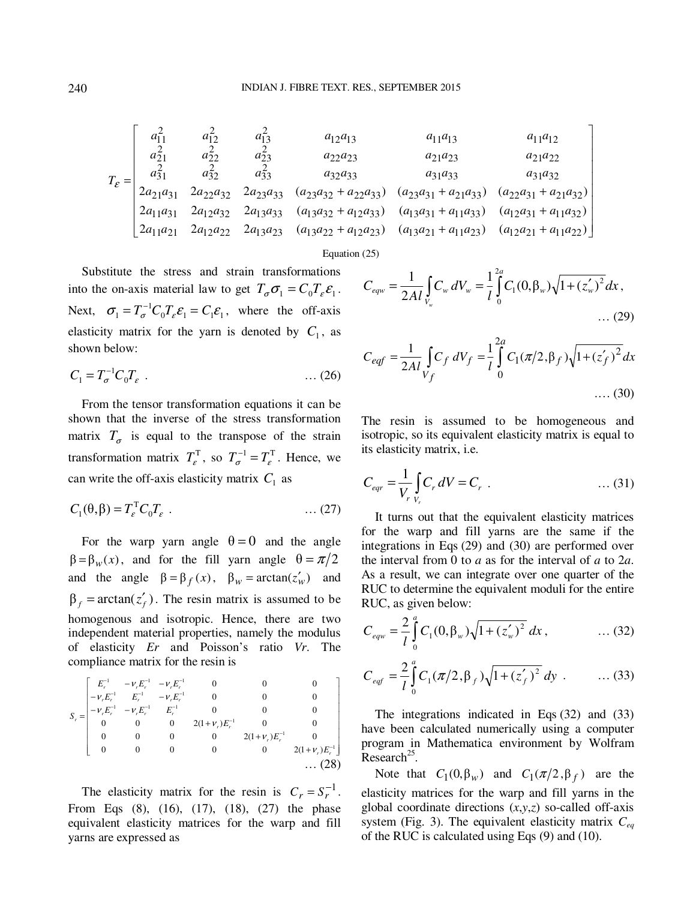$$T_\varepsilon = \begin{bmatrix} a_{11}^2 & a_{12}^2 & a_{13}^2 & a_{12}a_{13} & a_{11}a_{13} & a_{11}a_{12} \\ a_{21}^2 & a_{22}^2 & a_{23}^2 & a_{22}a_{23} & a_{21}a_{23} & a_{21}a_{22} \\ a_{31}^2 & a_{32}^2 & a_{33}^2 & a_{32}a_{33} & a_{31}a_{33} & a_{31}a_{32} \\ 2a_{21}a_{31} & 2a_{22}a_{32} & 2a_{23}a_{33} & (a_{23}a_{32}+a_{22}a_{33}) & (a_{23}a_{31}+a_{21}a_{33}) & (a_{22}a_{31}+a_{21}a_{32}) \\ 2a_{11}a_{31} & 2a_{12}a_{32} & 2a_{13}a_{33} & (a_{13}a_{32}+a_{12}a_{33}) & (a_{13}a_{31}+a_{11}a_{33}) & (a_{12}a_{31}+a_{11}a_{32}) \\ 2a_{11}a_{21} & 2a_{12}a_{22} & 2a_{13}a_{23} & (a_{13}a_{22}+a_{12}a_{23}) & (a_{13}a_{21}+a_{11}a_{23}) & (a_{12}a_{21}+a_{11}a_{22}) \end{bmatrix}$$

Equation (25)

Substitute the stress and strain transformations into the on-axis material law to get $T_\sigma \sigma_1 = C_0 T_\varepsilon \varepsilon_1$. Next, $\sigma_1 = T_\sigma^{-1} C_0 T_\varepsilon \varepsilon_1 = C_1 \varepsilon_1$, where the off-axis elasticity matrix for the yarn is denoted by $C_1$, as shown below:

$$C_1 = T_\sigma^{-1} C_0 T_\varepsilon \quad \dots (26)$$

From the tensor transformation equations it can be shown that the inverse of the stress transformation matrix $T_\sigma$ is equal to the transpose of the strain transformation matrix $T_\varepsilon^{\mathrm{T}}$, so $T_\sigma^{-1} = T_\varepsilon^{\mathrm{T}}$. Hence, we can write the off-axis elasticity matrix $C_1$ as

$$C_1(\theta, \beta) = T_\varepsilon^{\mathrm{T}} C_0 T_\varepsilon \quad \dots (27)$$

For the warp yarn angle $\theta = 0$ and the angle $\beta = \beta_w(x)$, and for the fill yarn angle $\theta = \pi/2$ and the angle $\beta = \beta_f(x)$, $\beta_w = \arctan(z_w')$ and $\beta_f = \arctan(z_f')$. The resin matrix is assumed to be homogenous and isotropic. Hence, there are two independent material properties, namely the modulus of elasticity *Er* and Poisson's ratio *Vr*. The compliance matrix for the resin is

$$S_r = \begin{bmatrix} E_r^{-1} & -\nu_r E_r^{-1} & -\nu_r E_r^{-1} & 0 & 0 & 0 \\ -\nu_r E_r^{-1} & E_r^{-1} & -\nu_r E_r^{-1} & 0 & 0 & 0 \\ -\nu_r E_r^{-1} & -\nu_r E_r^{-1} & E_r^{-1} & 0 & 0 & 0 \\ 0 & 0 & 0 & 2(1+\nu_r)E_r^{-1} & 0 & 0 \\ 0 & 0 & 0 & 0 & 2(1+\nu_r)E_r^{-1} & 0 \\ 0 & 0 & 0 & 0 & 0 & 2(1+\nu_r)E_r^{-1} \end{bmatrix} \quad \dots (28)$$

The elasticity matrix for the resin is $C_r = S_r^{-1}$. From Eqs (8), (16), (17), (18), (27) the phase equivalent elasticity matrices for the warp and fill yarns are expressed as

$$C_{eqw} = \frac{1}{2Al} \int_{V_w} C_w \, dV_w = \frac{1}{l} \int_0^{2a} C_1(0, \beta_w) \sqrt{1 + (z_w')^2} \, dx, \quad \dots (29)$$

$$C_{eqf} = \frac{1}{2Al} \int_{V_f} C_f \, dV_f = \frac{1}{l} \int_0^{2a} C_1(\pi/2, \beta_f) \sqrt{1 + (z_f')^2} \, dx \quad \dots (30)$$

The resin is assumed to be homogeneous and isotropic, so its equivalent elasticity matrix is equal to its elasticity matrix, i.e.

$$C_{eqr} = \frac{1}{V_r} \int_{V_r} C_r \, dV = C_r \quad \dots (31)$$

It turns out that the equivalent elasticity matrices for the warp and fill yarns are the same if the integrations in Eqs (29) and (30) are performed over the interval from 0 to *a* as for the interval of *a* to 2*a*. As a result, we can integrate over one quarter of the RUC to determine the equivalent moduli for the entire RUC, as given below:

$$C_{eqw} = \frac{2}{l} \int_0^{a} C_1(0, \beta_w) \sqrt{1 + (z_w')^2} \, dx, \quad \dots (32)$$

$$C_{eqf} = \frac{2}{l} \int_0^{a} C_1(\pi/2, \beta_f) \sqrt{1 + (z_f')^2} \, dy \quad \dots (33)$$

The integrations indicated in Eqs (32) and (33) have been calculated numerically using a computer program in Mathematica environment by Wolfram Research[25].

Note that $C_1(0, \beta_w)$ and $C_1(\pi/2, \beta_f)$ are the elasticity matrices for the warp and fill yarns in the global coordinate directions (*x*,*y*,*z*) so-called off-axis system (Fig. 3). The equivalent elasticity matrix $C_{eq}$ of the RUC is calculated using Eqs (9) and (10).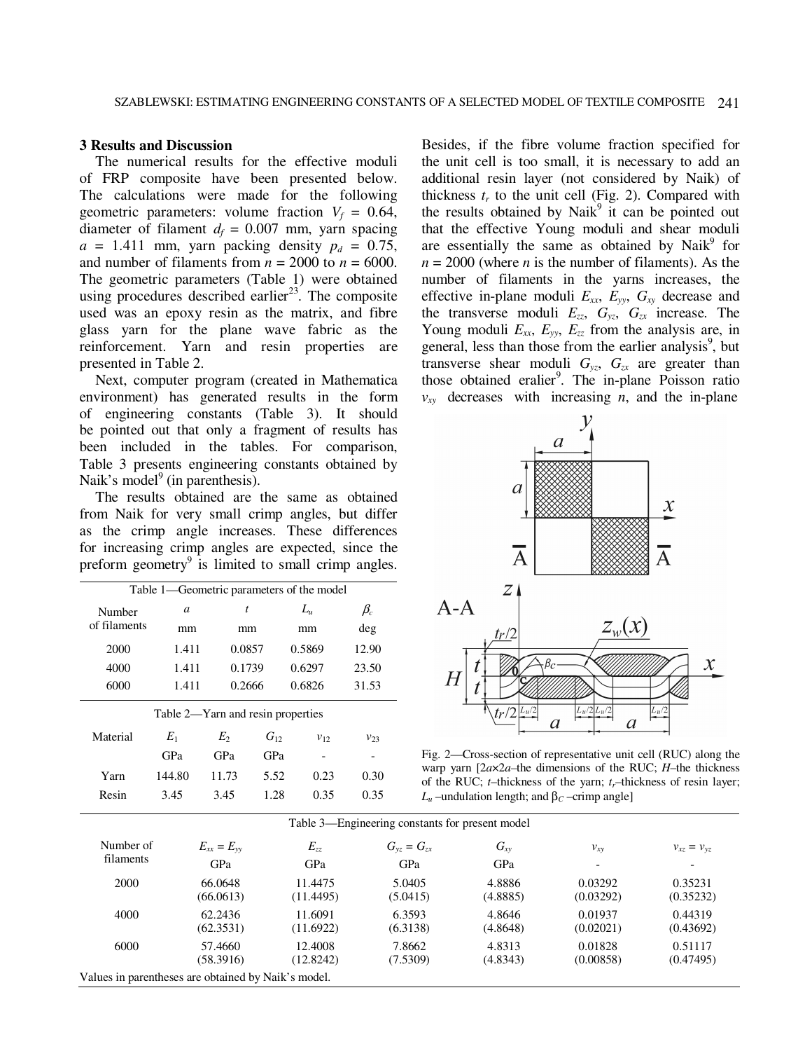## 3 Results and Discussion

The numerical results for the effective moduli of FRP composite have been presented below. The calculations were made for the following geometric parameters: volume fraction $V_f$ = 0.64, diameter of filament $d_f$ = 0.007 mm, yarn spacing $a$ = 1.411 mm, yarn packing density $p_d$ = 0.75, and number of filaments from $n$ = 2000 to $n$ = 6000. The geometric parameters (Table 1) were obtained using procedures described earlier[23]. The composite used was an epoxy resin as the matrix, and fibre glass yarn for the plane wave fabric as the reinforcement. Yarn and resin properties are presented in Table 2.

Next, computer program (created in Mathematica environment) has generated results in the form of engineering constants (Table 3). It should be pointed out that only a fragment of results has been included in the tables. For comparison, Table 3 presents engineering constants obtained by Naik's model[9] (in parenthesis).

The results obtained are the same as obtained from Naik for very small crimp angles, but differ as the crimp angle increases. These differences for increasing crimp angles are expected, since the preform geometry[9] is limited to small crimp angles. Besides, if the fibre volume fraction specified for the unit cell is too small, it is necessary to add an additional resin layer (not considered by Naik) of thickness $t_r$ to the unit cell (Fig. 2). Compared with the results obtained by Naik[9] it can be pointed out that the effective Young moduli and shear moduli are essentially the same as obtained by Naik[9] for $n$ = 2000 (where $n$ is the number of filaments). As the number of filaments in the yarns increases, the effective in-plane moduli $E_{xx}$, $E_{yy}$, $G_{xy}$ decrease and the transverse moduli $E_{zz}$, $G_{yz}$, $G_{zx}$ increase. The Young moduli $E_{xx}$, $E_{yy}$, $E_{zz}$ from the analysis are, in general, less than those from the earlier analysis[9], but transverse shear moduli $G_{yz}$, $G_{zx}$ are greater than those obtained eralier[9]. The in-plane Poisson ratio $\nu_{xy}$ decreases with increasing $n$, and the in-plane

Table 1—Geometric parameters of the model

| Number of filaments | $a$ mm | $t$ mm | $L_u$ mm | $\beta_c$ deg |
|---|---|---|---|---|
| 2000 | 1.411 | 0.0857 | 0.5869 | 12.90 |
| 4000 | 1.411 | 0.1739 | 0.6297 | 23.50 |
| 6000 | 1.411 | 0.2666 | 0.6826 | 31.53 |

Table 2—Yarn and resin properties

| Material | $E_1$ GPa | $E_2$ GPa | $G_{12}$ GPa | $\nu_{12}$ - | $\nu_{23}$ - |
|---|---|---|---|---|---|
| Yarn | 144.80 | 11.73 | 5.52 | 0.23 | 0.30 |
| Resin | 3.45 | 3.45 | 1.28 | 0.35 | 0.35 |

Fig. 2—Cross-section of representative unit cell (RUC) along the warp yarn [$2a\times2a$–the dimensions of the RUC; $H$–the thickness of the RUC; $t$–thickness of the yarn; $t_r$–thickness of resin layer; $L_u$ –undulation length; and $\beta_C$ –crimp angle]

Table 3—Engineering constants for present model

| Number of filaments | $E_{xx} = E_{yy}$ GPa | $E_{zz}$ GPa | $G_{yz} = G_{zx}$ GPa | $G_{xy}$ GPa | $\nu_{xy}$ - | $\nu_{xz} = \nu_{yz}$ - |
|---|---|---|---|---|---|---|
| 2000 | 66.0648 (66.0613) | 11.4475 (11.4495) | 5.0405 (5.0415) | 4.8886 (4.8885) | 0.03292 (0.03292) | 0.35231 (0.35232) |
| 4000 | 62.2436 (62.3531) | 11.6091 (11.6922) | 6.3593 (6.3138) | 4.8646 (4.8648) | 0.01937 (0.02021) | 0.44319 (0.43692) |
| 6000 | 57.4660 (58.3916) | 12.4008 (12.8242) | 7.8662 (7.5309) | 4.8313 (4.8343) | 0.01828 (0.00858) | 0.51117 (0.47495) |

Values in parentheses are obtained by Naik's model.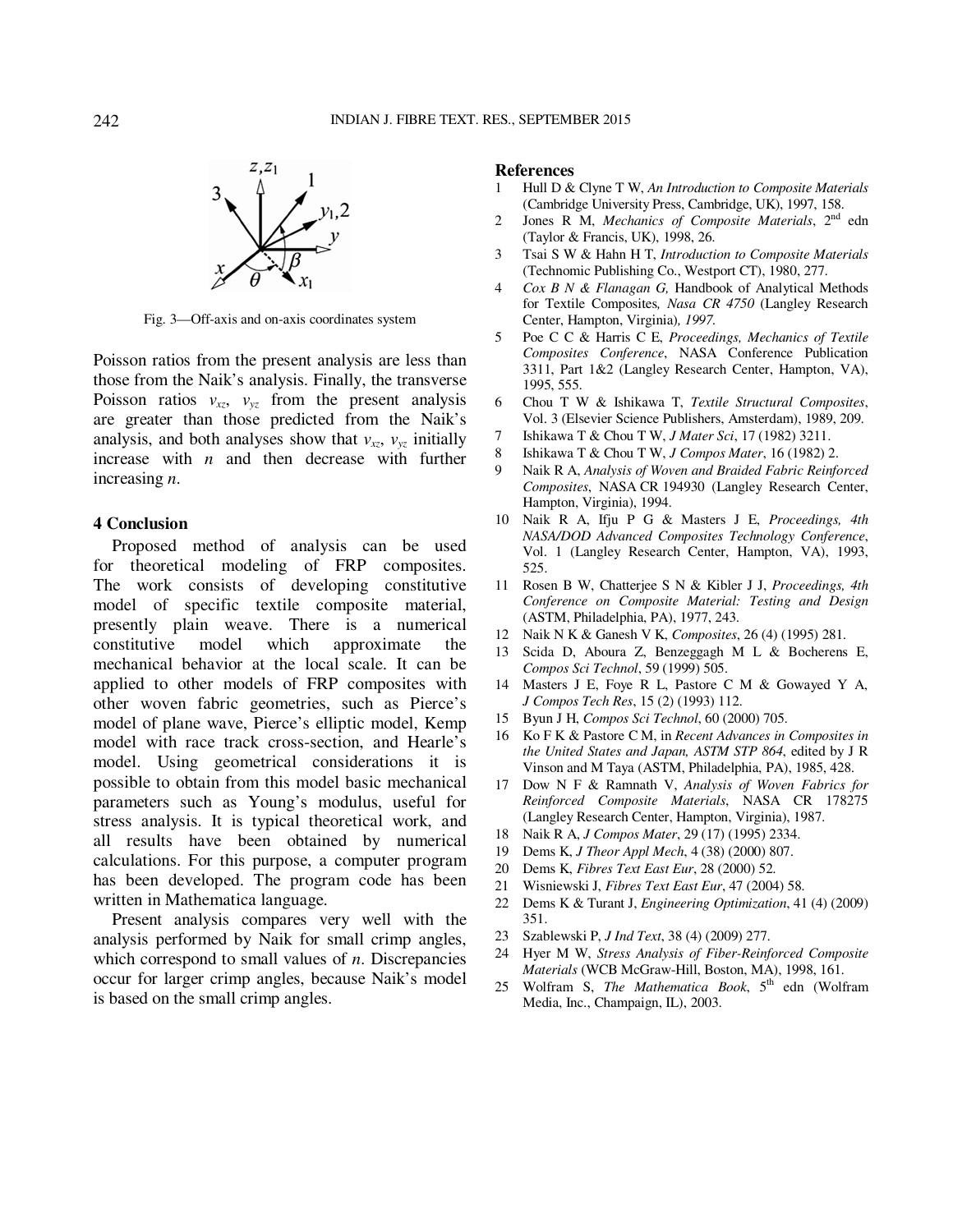$z, z_1$

3

1

$y_1, 2$

$y$

$x$

$\theta$

$\beta$

$x_1$

Fig. 3—Off-axis and on-axis coordinates system

Poisson ratios from the present analysis are less than those from the Naik's analysis. Finally, the transverse Poisson ratios $v_{xz}$, $v_{yz}$ from the present analysis are greater than those predicted from the Naik's analysis, and both analyses show that $v_{xz}$, $v_{yz}$ initially increase with $n$ and then decrease with further increasing $n$.

## 4 Conclusion

Proposed method of analysis can be used for theoretical modeling of FRP composites. The work consists of developing constitutive model of specific textile composite material, presently plain weave. There is a numerical constitutive model which approximate the mechanical behavior at the local scale. It can be applied to other models of FRP composites with other woven fabric geometries, such as Pierce's model of plane wave, Pierce's elliptic model, Kemp model with race track cross-section, and Hearle's model. Using geometrical considerations it is possible to obtain from this model basic mechanical parameters such as Young's modulus, useful for stress analysis. It is typical theoretical work, and all results have been obtained by numerical calculations. For this purpose, a computer program has been developed. The program code has been written in Mathematica language.

Present analysis compares very well with the analysis performed by Naik for small crimp angles, which correspond to small values of $n$. Discrepancies occur for larger crimp angles, because Naik's model is based on the small crimp angles.

## References

1. Hull D & Clyne T W, *An Introduction to Composite Materials* (Cambridge University Press, Cambridge, UK), 1997, 158.
2. Jones R M, *Mechanics of Composite Materials*, 2nd edn (Taylor & Francis, UK), 1998, 26.
3. Tsai S W & Hahn H T, *Introduction to Composite Materials* (Technomic Publishing Co., Westport CT), 1980, 277.
4. *Cox B N & Flanagan G,* Handbook of Analytical Methods for Textile Composites*, Nasa CR 4750* (Langley Research Center, Hampton, Virginia)*, 1997.*
5. Poe C C & Harris C E, *Proceedings, Mechanics of Textile Composites Conference*, NASA Conference Publication 3311, Part 1&2 (Langley Research Center, Hampton, VA), 1995, 555.
6. Chou T W & Ishikawa T, *Textile Structural Composites*, Vol. 3 (Elsevier Science Publishers, Amsterdam), 1989, 209.
7. Ishikawa T & Chou T W, *J Mater Sci*, 17 (1982) 3211.
8. Ishikawa T & Chou T W, *J Compos Mater*, 16 (1982) 2.
9. Naik R A, *Analysis of Woven and Braided Fabric Reinforced Composites*, NASA CR 194930 (Langley Research Center, Hampton, Virginia), 1994.
10. Naik R A, Ifju P G & Masters J E, *Proceedings, 4th NASA/DOD Advanced Composites Technology Conference*, Vol. 1 (Langley Research Center, Hampton, VA), 1993, 525.
11. Rosen B W, Chatterjee S N & Kibler J J, *Proceedings, 4th Conference on Composite Material: Testing and Design* (ASTM, Philadelphia, PA), 1977, 243.
12. Naik N K & Ganesh V K, *Composites*, 26 (4) (1995) 281.
13. Scida D, Aboura Z, Benzeggagh M L & Bocherens E, *Compos Sci Technol*, 59 (1999) 505.
14. Masters J E, Foye R L, Pastore C M & Gowayed Y A, *J Compos Tech Res*, 15 (2) (1993) 112.
15. Byun J H, *Compos Sci Technol*, 60 (2000) 705.
16. Ko F K & Pastore C M, in *Recent Advances in Composites in the United States and Japan, ASTM STP 864*, edited by J R Vinson and M Taya (ASTM, Philadelphia, PA), 1985, 428.
17. Dow N F & Ramnath V, *Analysis of Woven Fabrics for Reinforced Composite Materials*, NASA CR 178275 (Langley Research Center, Hampton, Virginia), 1987.
18. Naik R A, *J Compos Mater*, 29 (17) (1995) 2334.
19. Dems K, *J Theor Appl Mech*, 4 (38) (2000) 807.
20. Dems K, *Fibres Text East Eur*, 28 (2000) 52.
21. Wisniewski J, *Fibres Text East Eur*, 47 (2004) 58.
22. Dems K & Turant J, *Engineering Optimization*, 41 (4) (2009) 351.
23. Szablewski P, *J Ind Text*, 38 (4) (2009) 277.
24. Hyer M W, *Stress Analysis of Fiber-Reinforced Composite Materials* (WCB McGraw-Hill, Boston, MA), 1998, 161.
25. Wolfram S, *The Mathematica Book*, 5th edn (Wolfram Media, Inc., Champaign, IL), 2003.